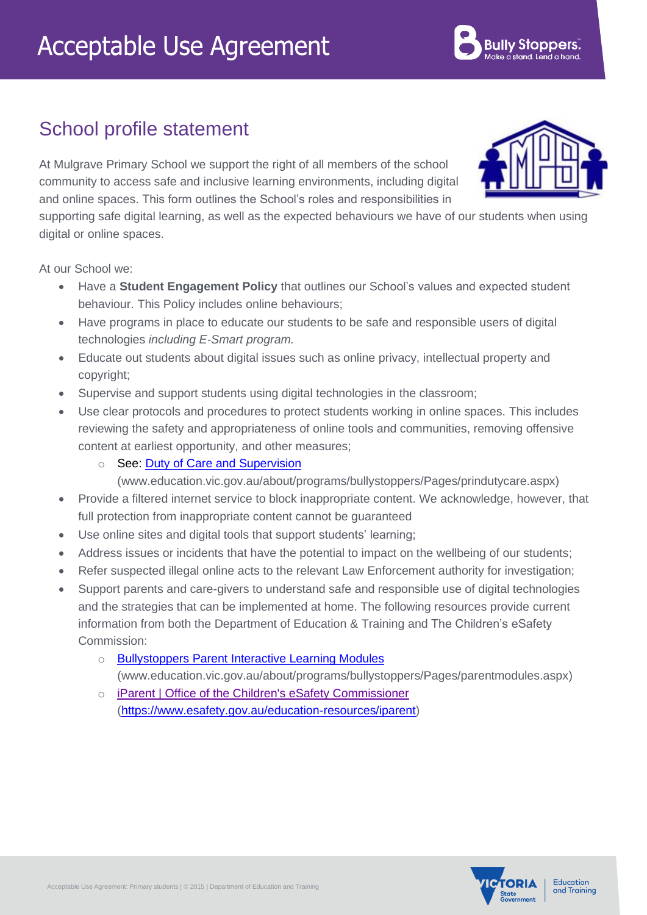# Acceptable Use Agreement

## School profile statement

At Mulgrave Primary School we support the right of all members of the school community to access safe and inclusive learning environments, including digital and online spaces. This form outlines the School's roles and responsibilities in supporting safe digital learning, as well as the expected behaviours we have of our students when using digital or online spaces.

At our School we:

- Have a **Student Engagement Policy** that outlines our School's values and expected student behaviour. This Policy includes online behaviours;
- Have programs in place to educate our students to be safe and responsible users of digital technologies *including E-Smart program.*
- Educate out students about digital issues such as online privacy, intellectual property and copyright;
- Supervise and support students using digital technologies in the classroom;
- Use clear protocols and procedures to protect students working in online spaces. This includes reviewing the safety and appropriateness of online tools and communities, removing offensive content at earliest opportunity, and other measures;
  - See: Duty of Care and Supervision (www.education.vic.gov.au/about/programs/bullystoppers/Pages/prindutycare.aspx)
- Provide a filtered internet service to block inappropriate content. We acknowledge, however, that full protection from inappropriate content cannot be guaranteed
- Use online sites and digital tools that support students' learning;
- Address issues or incidents that have the potential to impact on the wellbeing of our students;
- Refer suspected illegal online acts to the relevant Law Enforcement authority for investigation;
- Support parents and care-givers to understand safe and responsible use of digital technologies and the strategies that can be implemented at home. The following resources provide current information from both the Department of Education & Training and The Children's eSafety Commission:
  - Bullystoppers Parent Interactive Learning Modules (www.education.vic.gov.au/about/programs/bullystoppers/Pages/parentmodules.aspx)
  - iParent | Office of the Children's eSafety Commissioner (https://www.esafety.gov.au/education-resources/iparent)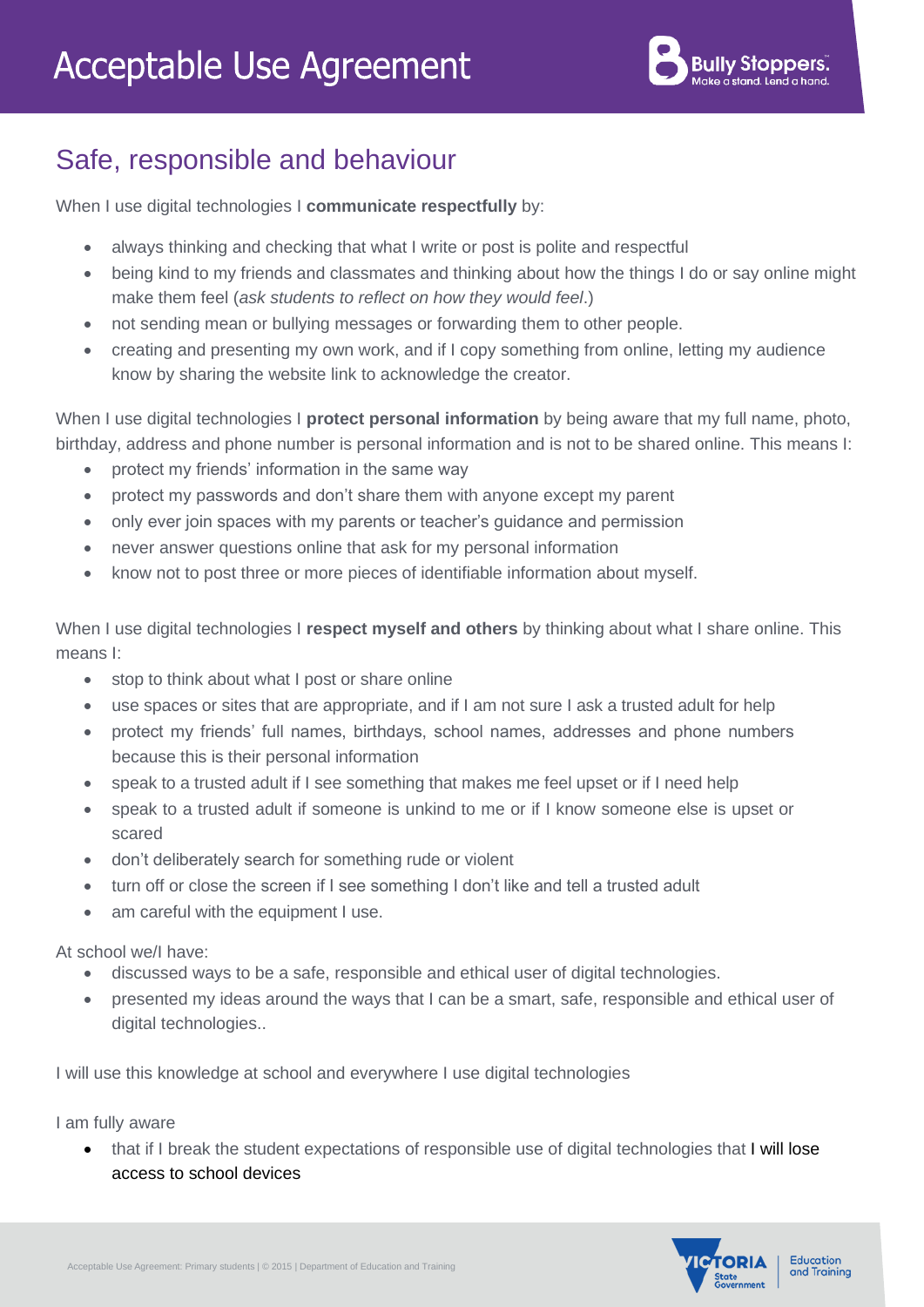# Acceptable Use Agreement

## Safe, responsible and behaviour

When I use digital technologies I **communicate respectfully** by:

- always thinking and checking that what I write or post is polite and respectful
- being kind to my friends and classmates and thinking about how the things I do or say online might make them feel (*ask students to reflect on how they would feel*.)
- not sending mean or bullying messages or forwarding them to other people.
- creating and presenting my own work, and if I copy something from online, letting my audience know by sharing the website link to acknowledge the creator.

When I use digital technologies I **protect personal information** by being aware that my full name, photo, birthday, address and phone number is personal information and is not to be shared online. This means I:

- protect my friends' information in the same way
- protect my passwords and don't share them with anyone except my parent
- only ever join spaces with my parents or teacher's guidance and permission
- never answer questions online that ask for my personal information
- know not to post three or more pieces of identifiable information about myself.

When I use digital technologies I **respect myself and others** by thinking about what I share online. This means I:

- stop to think about what I post or share online
- use spaces or sites that are appropriate, and if I am not sure I ask a trusted adult for help
- protect my friends' full names, birthdays, school names, addresses and phone numbers because this is their personal information
- speak to a trusted adult if I see something that makes me feel upset or if I need help
- speak to a trusted adult if someone is unkind to me or if I know someone else is upset or scared
- don't deliberately search for something rude or violent
- turn off or close the screen if I see something I don't like and tell a trusted adult
- am careful with the equipment I use.

At school we/I have:

- discussed ways to be a safe, responsible and ethical user of digital technologies.
- presented my ideas around the ways that I can be a smart, safe, responsible and ethical user of digital technologies..

I will use this knowledge at school and everywhere I use digital technologies

I am fully aware

- that if I break the student expectations of responsible use of digital technologies that I will lose access to school devices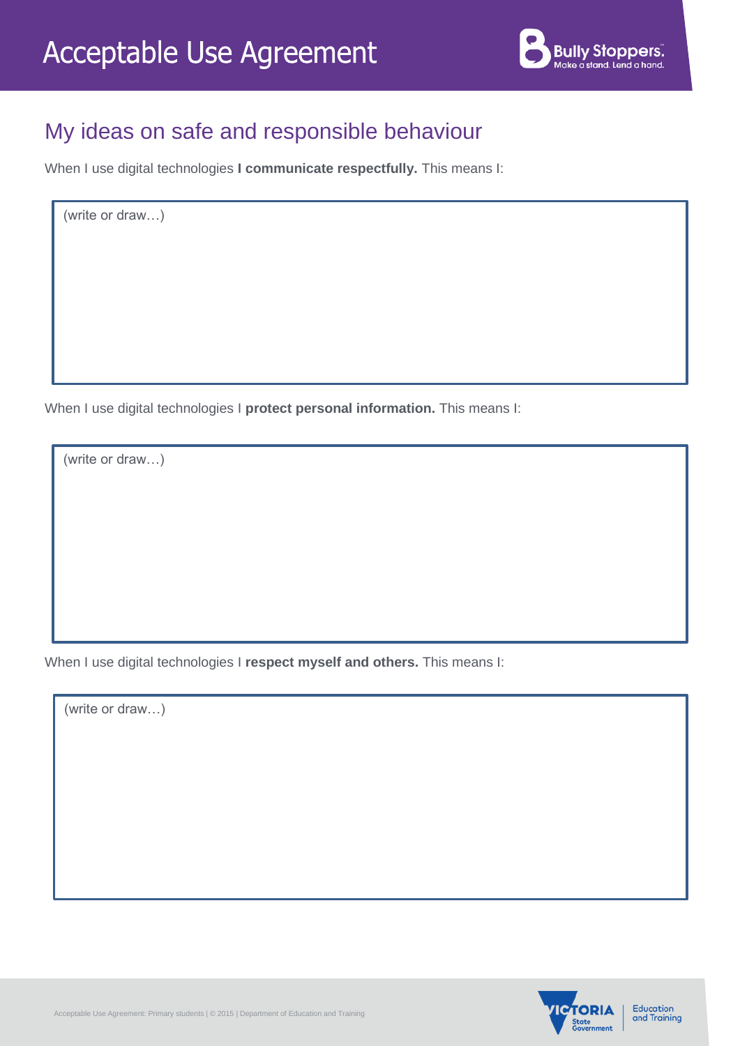# Acceptable Use Agreement

## My ideas on safe and responsible behaviour

When I use digital technologies **I communicate respectfully.** This means I:

(write or draw…)

When I use digital technologies I **protect personal information.** This means I:

(write or draw…)

When I use digital technologies I **respect myself and others.** This means I:

(write or draw…)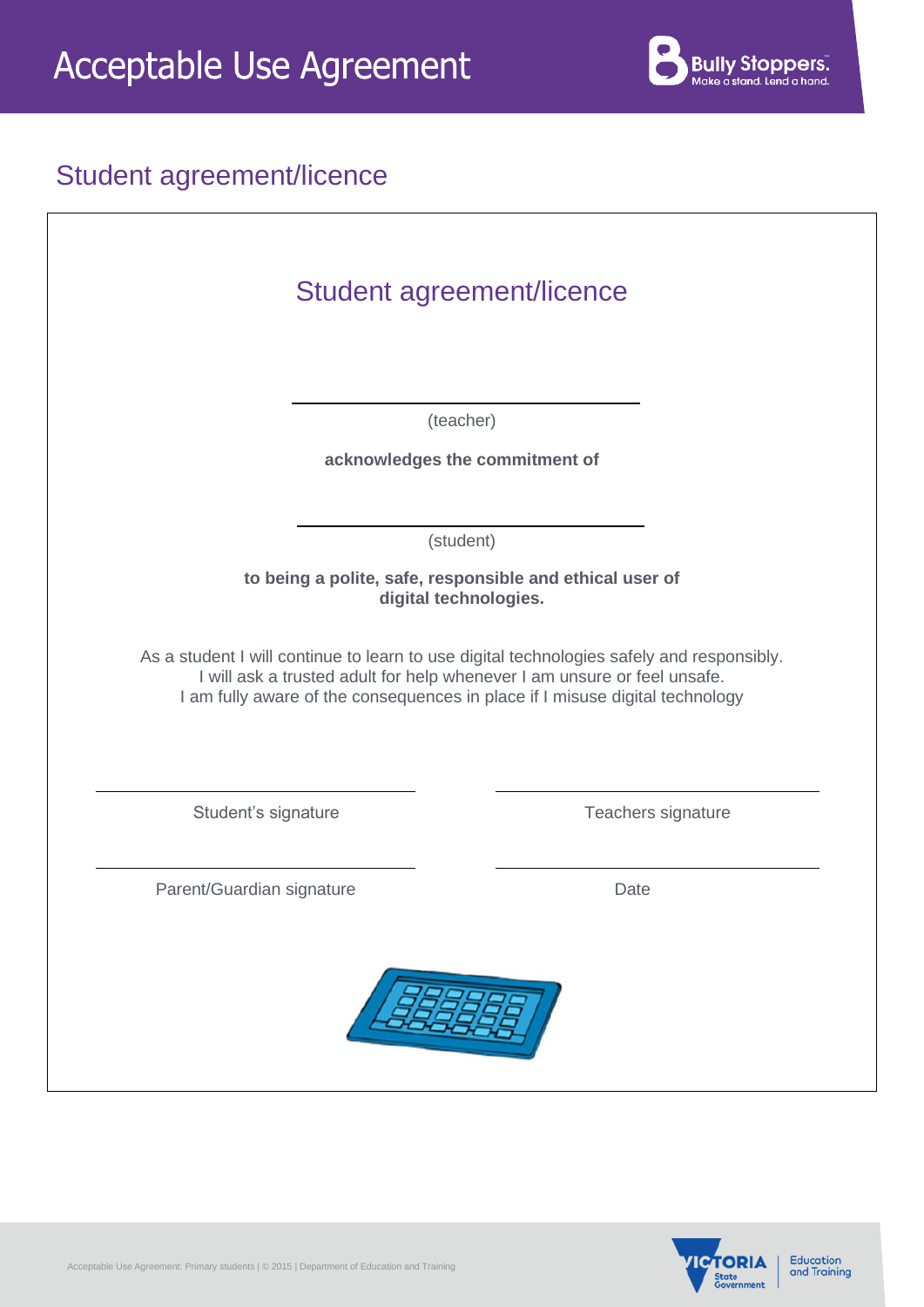# Acceptable Use Agreement

## Student agreement/licence

### Student agreement/licence

\_\_\_\_\_\_\_\_\_\_\_\_\_\_\_\_\_\_\_\_\_\_\_\_\_\_\_\_\_\_\_\_\_\_\_\_\_\_\_\_

(teacher)

**acknowledges the commitment of**

\_\_\_\_\_\_\_\_\_\_\_\_\_\_\_\_\_\_\_\_\_\_\_\_\_\_\_\_\_\_\_\_\_\_\_\_\_\_\_\_

(student)

**to being a polite, safe, responsible and ethical user of digital technologies.**

As a student I will continue to learn to use digital technologies safely and responsibly.
I will ask a trusted adult for help whenever I am unsure or feel unsafe.
I am fully aware of the consequences in place if I misuse digital technology

| | |
|---|---|
| \_\_\_\_\_\_\_\_\_\_\_\_\_\_\_\_\_\_\_\_\_\_\_\_\_\_\_\_ | \_\_\_\_\_\_\_\_\_\_\_\_\_\_\_\_\_\_\_\_\_\_\_\_\_\_\_\_ |
| Student's signature | Teachers signature |
| \_\_\_\_\_\_\_\_\_\_\_\_\_\_\_\_\_\_\_\_\_\_\_\_\_\_\_\_ | \_\_\_\_\_\_\_\_\_\_\_\_\_\_\_\_\_\_\_\_\_\_\_\_\_\_\_\_ |
| Parent/Guardian signature | Date |